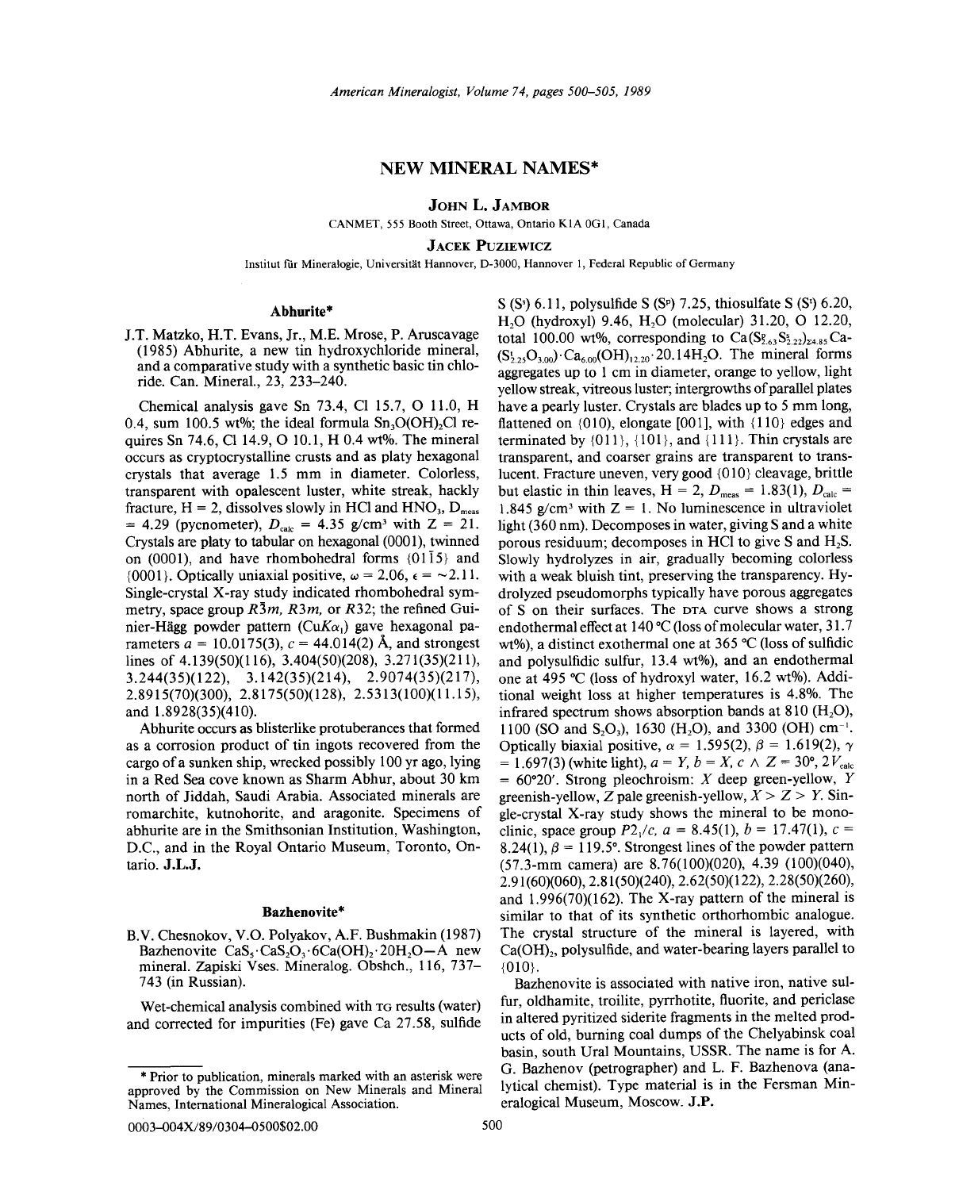# NEW MINERAL NAMES*

**JOHN L. JAMBOR**

CANMET, 555 Booth Street, Ottawa, Ontario K1A 0G1, Canada

**JACEK PUZIEWICZ**

Institut für Mineralogie, Universität Hannover, D-3000, Hannover 1, Federal Republic of Germany

## Abhurite*

J.T. Matzko, H.T. Evans, Jr., M.E. Mrose, P. Aruscavage (1985) Abhurite, a new tin hydroxychloride mineral, and a comparative study with a synthetic basic tin chloride. Can. Mineral., 23, 233–240.

Chemical analysis gave Sn 73.4, Cl 15.7, O 11.0, H 0.4, sum 100.5 wt%; the ideal formula $Sn_3O(OH)_2Cl$ requires Sn 74.6, Cl 14.9, O 10.1, H 0.4 wt%. The mineral occurs as cryptocrystalline crusts and as platy hexagonal crystals that average 1.5 mm in diameter. Colorless, transparent with opalescent luster, white streak, hackly fracture, H = 2, dissolves slowly in HCl and $HNO_3$, $D_{meas}$ = 4.29 (pycnometer), $D_{calc}$ = 4.35 g/cm³ with Z = 21. Crystals are platy to tabular on hexagonal (0001), twinned on (0001), and have rhombohedral forms {01$\bar{1}$5} and {0001}. Optically uniaxial positive, $\omega$ = 2.06, $\epsilon$ = ~2.11. Single-crystal X-ray study indicated rhombohedral symmetry, space group $R\bar{3}m$, $R3m$, or $R32$; the refined Guinier-Hägg powder pattern ($CuK\alpha_1$) gave hexagonal parameters $a$ = 10.0175(3), $c$ = 44.014(2) Å, and strongest lines of 4.139(50)(116), 3.404(50)(208), 3.271(35)(211), 3.244(35)(122), 3.142(35)(214), 2.9074(35)(217), 2.8915(70)(300), 2.8175(50)(128), 2.5313(100)(11.15), and 1.8928(35)(410).

Abhurite occurs as blisterlike protuberances that formed as a corrosion product of tin ingots recovered from the cargo of a sunken ship, wrecked possibly 100 yr ago, lying in a Red Sea cove known as Sharm Abhur, about 30 km north of Jiddah, Saudi Arabia. Associated minerals are romarchite, kutnohorite, and aragonite. Specimens of abhurite are in the Smithsonian Institution, Washington, D.C., and in the Royal Ontario Museum, Toronto, Ontario. **J.L.J.**

## Bazhenovite*

B.V. Chesnokov, V.O. Polyakov, A.F. Bushmakin (1987) Bazhenovite $CaS_5 \cdot CaS_2O_3 \cdot 6Ca(OH)_2 \cdot 20H_2O$—A new mineral. Zapiski Vses. Mineralog. Obshch., 116, 737–743 (in Russian).

Wet-chemical analysis combined with TG results (water) and corrected for impurities (Fe) gave Ca 27.58, sulfide S ($S^s$) 6.11, polysulfide S ($S^p$) 7.25, thiosulfate S ($S^t$) 6.20, $H_2O$ (hydroxyl) 9.46, $H_2O$ (molecular) 31.20, O 12.20, total 100.00 wt%, corresponding to $Ca(S^p_{2.63}S^s_{2.22})_{\Sigma 4.85}Ca(S^t_{2.25}O_{3.00}) \cdot Ca_{6.00}(OH)_{12.20} \cdot 20.14H_2O$. The mineral forms aggregates up to 1 cm in diameter, orange to yellow, light yellow streak, vitreous luster; intergrowths of parallel plates have a pearly luster. Crystals are blades up to 5 mm long, flattened on {010}, elongate [001], with {110} edges and terminated by {011}, {101}, and {111}. Thin crystals are transparent, and coarser grains are transparent to translucent. Fracture uneven, very good {010} cleavage, brittle but elastic in thin leaves, H = 2, $D_{meas}$ = 1.83(1), $D_{calc}$ = 1.845 g/cm³ with Z = 1. No luminescence in ultraviolet light (360 nm). Decomposes in water, giving S and a white porous residuum; decomposes in HCl to give S and $H_2S$. Slowly hydrolyzes in air, gradually becoming colorless with a weak bluish tint, preserving the transparency. Hydrolyzed pseudomorphs typically have porous aggregates of S on their surfaces. The DTA curve shows a strong endothermal effect at 140 °C (loss of molecular water, 31.7 wt%), a distinct exothermal one at 365 °C (loss of sulfidic and polysulfidic sulfur, 13.4 wt%), and an endothermal one at 495 °C (loss of hydroxyl water, 16.2 wt%). Additional weight loss at higher temperatures is 4.8%. The infrared spectrum shows absorption bands at 810 ($H_2O$), 1100 (SO and $S_2O_3$), 1630 ($H_2O$), and 3300 (OH) cm⁻¹. Optically biaxial positive, $\alpha$ = 1.595(2), $\beta$ = 1.619(2), $\gamma$ = 1.697(3) (white light), $a = Y$, $b = X$, $c \wedge Z$ = 30°, $2V_{calc}$ = 60°20′. Strong pleochroism: $X$ deep green-yellow, $Y$ greenish-yellow, $Z$ pale greenish-yellow, $X > Z > Y$. Single-crystal X-ray study shows the mineral to be monoclinic, space group $P2_1/c$, $a$ = 8.45(1), $b$ = 17.47(1), $c$ = 8.24(1), $\beta$ = 119.5°. Strongest lines of the powder pattern (57.3-mm camera) are 8.76(100)(020), 4.39 (100)(040), 2.91(60)(060), 2.81(50)(240), 2.62(50)(122), 2.28(50)(260), and 1.996(70)(162). The X-ray pattern of the mineral is similar to that of its synthetic orthorhombic analogue. The crystal structure of the mineral is layered, with $Ca(OH)_2$, polysulfide, and water-bearing layers parallel to {010}.

Bazhenovite is associated with native iron, native sulfur, oldhamite, troilite, pyrrhotite, fluorite, and periclase in altered pyritized siderite fragments in the melted products of old, burning coal dumps of the Chelyabinsk coal basin, south Ural Mountains, USSR. The name is for A. G. Bazhenov (petrographer) and L. F. Bazhenova (analytical chemist). Type material is in the Fersman Mineralogical Museum, Moscow. **J.P.**

\* Prior to publication, minerals marked with an asterisk were approved by the Commission on New Minerals and Mineral Names, International Mineralogical Association.

0003-004X/89/0304-0500$02.00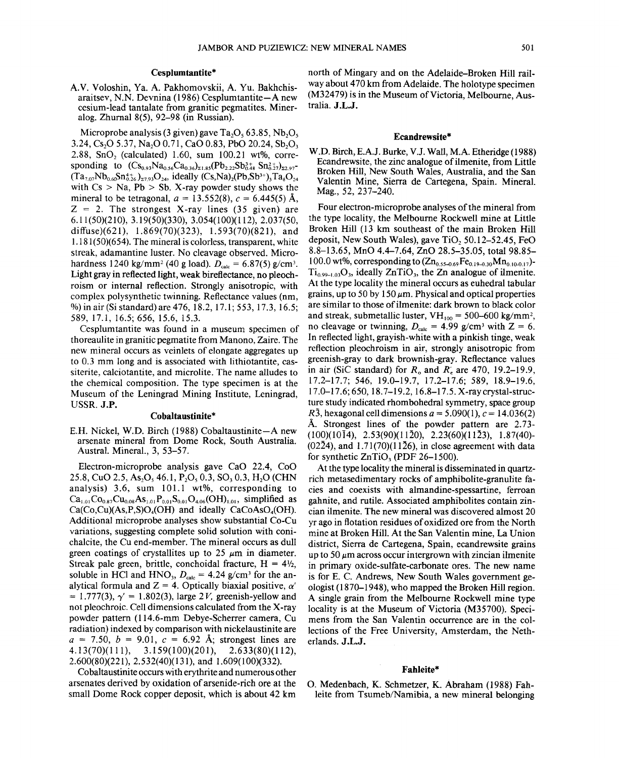### Cesplumtantite*

A.V. Voloshin, Ya. A. Pakhomovskii, A. Yu. Bakhchisaraitsev, N.N. Devnina (1986) Cesplumtantite—A new cesium-lead tantalate from granitic pegmatites. Mineralog. Zhurnal 8(5), 92–98 (in Russian).

Microprobe analysis (3 given) gave $Ta_2O_5$ 63.85, $Nb_2O_5$ 3.24, $Cs_2O$ 5.37, $Na_2O$ 0.71, CaO 0.83, PbO 20.24, $Sb_2O_3$ 2.88, $SnO_2$ (calculated) 1.60, sum 100.21 wt%, corresponding to $(Cs_{0.93}Na_{0.56}Ca_{0.36})_{\Sigma 1.85}(Pb_{2.22}Sb^{3+}_{0.48}Sn^{2+}_{0.27})_{\Sigma 2.97}(Ta_{7.07}Nb_{0.60}Sn^{4+}_{0.26})_{\Sigma 7.93}O_{24}$, ideally $(Cs,Na)_2(Pb,Sb^{3+})_3Ta_8O_{24}$ with Cs > Na, Pb > Sb. X-ray powder study shows the mineral to be tetragonal, $a$ = 13.552(8), $c$ = 6.445(5) Å, Z = 2. The strongest X-ray lines (35 given) are 6.11(50)(210), 3.19(50)(330), 3.054(100)(112), 2.037(50, diffuse)(621), 1.869(70)(323), 1.593(70)(821), and 1.181(50)(654). The mineral is colorless, transparent, white streak, adamantine luster. No cleavage observed. Microhardness 1240 kg/mm² (40 g load). $D_{calc}$ = 6.87(5) g/cm³. Light gray in reflected light, weak bireflectance, no pleochroism or internal reflection. Strongly anisotropic, with complex polysynthetic twinning. Reflectance values (nm, %) in air (Si standard) are 476, 18.2, 17.1; 553, 17.3, 16.5; 589, 17.1, 16.5; 656, 15.6, 15.3.

Cesplumtantite was found in a museum specimen of thoreaulite in granitic pegmatite from Manono, Zaire. The new mineral occurs as veinlets of elongate aggregates up to 0.3 mm long and is associated with lithiotantite, cassiterite, calciotantite, and microlite. The name alludes to the chemical composition. The type specimen is at the Museum of the Leningrad Mining Institute, Leningrad, USSR. **J.P.**

### Cobaltaustinite*

E.H. Nickel, W.D. Birch (1988) Cobaltaustinite—A new arsenate mineral from Dome Rock, South Australia. Austral. Mineral., 3, 53–57.

Electron-microprobe analysis gave CaO 22.4, CoO 25.8, CuO 2.5, $As_2O_5$ 46.1, $P_2O_5$ 0.3, $SO_3$ 0.3, $H_2O$ (CHN analysis) 3.6, sum 101.1 wt%, corresponding to $Ca_{1.01}Co_{0.87}Cu_{0.08}As_{1.01}P_{0.01}S_{0.01}O_{4.06}(OH)_{1.01}$, simplified as $Ca(Co,Cu)(As,P,S)O_4(OH)$ and ideally $CaCoAsO_4(OH)$. Additional microprobe analyses show substantial Co-Cu variations, suggesting complete solid solution with conichalcite, the Cu end-member. The mineral occurs as dull green coatings of crystallites up to 25 µm in diameter. Streak pale green, brittle, conchoidal fracture, H = 4½, soluble in HCl and $HNO_3$, $D_{calc}$ = 4.24 g/cm³ for the analytical formula and Z = 4. Optically biaxial positive, $\alpha'$ = 1.777(3), $\gamma'$ = 1.802(3), large 2$V$, greenish-yellow and not pleochroic. Cell dimensions calculated from the X-ray powder pattern (114.6-mm Debye-Scherrer camera, Cu radiation) indexed by comparison with nickelaustinite are $a$ = 7.50, $b$ = 9.01, $c$ = 6.92 Å; strongest lines are 4.13(70)(111), 3.159(100)(201), 2.633(80)(112), 2.600(80)(221), 2.532(40)(131), and 1.609(100)(332).

Cobaltaustinite occurs with erythrite and numerous other arsenates derived by oxidation of arsenide-rich ore at the small Dome Rock copper deposit, which is about 42 km north of Mingary and on the Adelaide–Broken Hill railway about 470 km from Adelaide. The holotype specimen (M32479) is in the Museum of Victoria, Melbourne, Australia. **J.L.J.**

### Ecandrewsite*

W.D. Birch, E.A.J. Burke, V.J. Wall, M.A. Etheridge (1988) Ecandrewsite, the zinc analogue of ilmenite, from Little Broken Hill, New South Wales, Australia, and the San Valentin Mine, Sierra de Cartegena, Spain. Mineral. Mag., 52, 237–240.

Four electron-microprobe analyses of the mineral from the type locality, the Melbourne Rockwell mine at Little Broken Hill (13 km southeast of the main Broken Hill deposit, New South Wales), gave $TiO_2$ 50.12–52.45, FeO 8.8–13.65, MnO 4.4–7.64, ZnO 28.5–35.05, total 98.85–100.0 wt%, corresponding to $(Zn_{0.55-0.69}Fe_{0.19-0.30}Mn_{0.10-0.17})Ti_{0.99-1.03}O_3$, ideally $ZnTiO_3$, the Zn analogue of ilmenite. At the type locality the mineral occurs as euhedral tabular grains, up to 50 by 150 µm. Physical and optical properties are similar to those of ilmenite: dark brown to black color and streak, submetallic luster, $VH_{100}$ = 500–600 kg/mm², no cleavage or twinning, $D_{calc}$ = 4.99 g/cm³ with Z = 6. In reflected light, grayish-white with a pinkish tinge, weak reflection pleochroism in air, strongly anisotropic from greenish-gray to dark brownish-gray. Reflectance values in air (SiC standard) for $R_o$ and $R_e'$ are 470, 19.2–19.9, 17.2–17.7; 546, 19.0–19.7, 17.2–17.6; 589, 18.9–19.6, 17.0–17.6; 650, 18.7–19.2, 16.8–17.5. X-ray crystal-structure study indicated rhombohedral symmetry, space group $R\bar{3}$, hexagonal cell dimensions $a$ = 5.090(1), $c$ = 14.036(2) Å. Strongest lines of the powder pattern are 2.73-(100)(10$\bar{1}$4), 2.53(90)(11$\bar{2}$0), 2.23(60)(11$\bar{2}$3), 1.87(40)-(02$\bar{2}$4), and 1.71(70)(11$\bar{2}$6), in close agreement with data for synthetic $ZnTiO_3$ (PDF 26-1500).

At the type locality the mineral is disseminated in quartz-rich metasedimentary rocks of amphibolite-granulite facies and coexists with almandine-spessartine, ferroan gahnite, and rutile. Associated amphibolites contain zincian ilmenite. The new mineral was discovered almost 20 yr ago in flotation residues of oxidized ore from the North mine at Broken Hill. At the San Valentin mine, La Union district, Sierra de Cartegena, Spain, ecandrewsite grains up to 50 µm across occur intergrown with zincian ilmenite in primary oxide-sulfate-carbonate ores. The new name is for E. C. Andrews, New South Wales government geologist (1870–1948), who mapped the Broken Hill region. A single grain from the Melbourne Rockwell mine type locality is at the Museum of Victoria (M35700). Specimens from the San Valentin occurrence are in the collections of the Free University, Amsterdam, the Netherlands. **J.L.J.**

### Fahleite*

O. Medenbach, K. Schmetzer, K. Abraham (1988) Fahleite from Tsumeb/Namibia, a new mineral belonging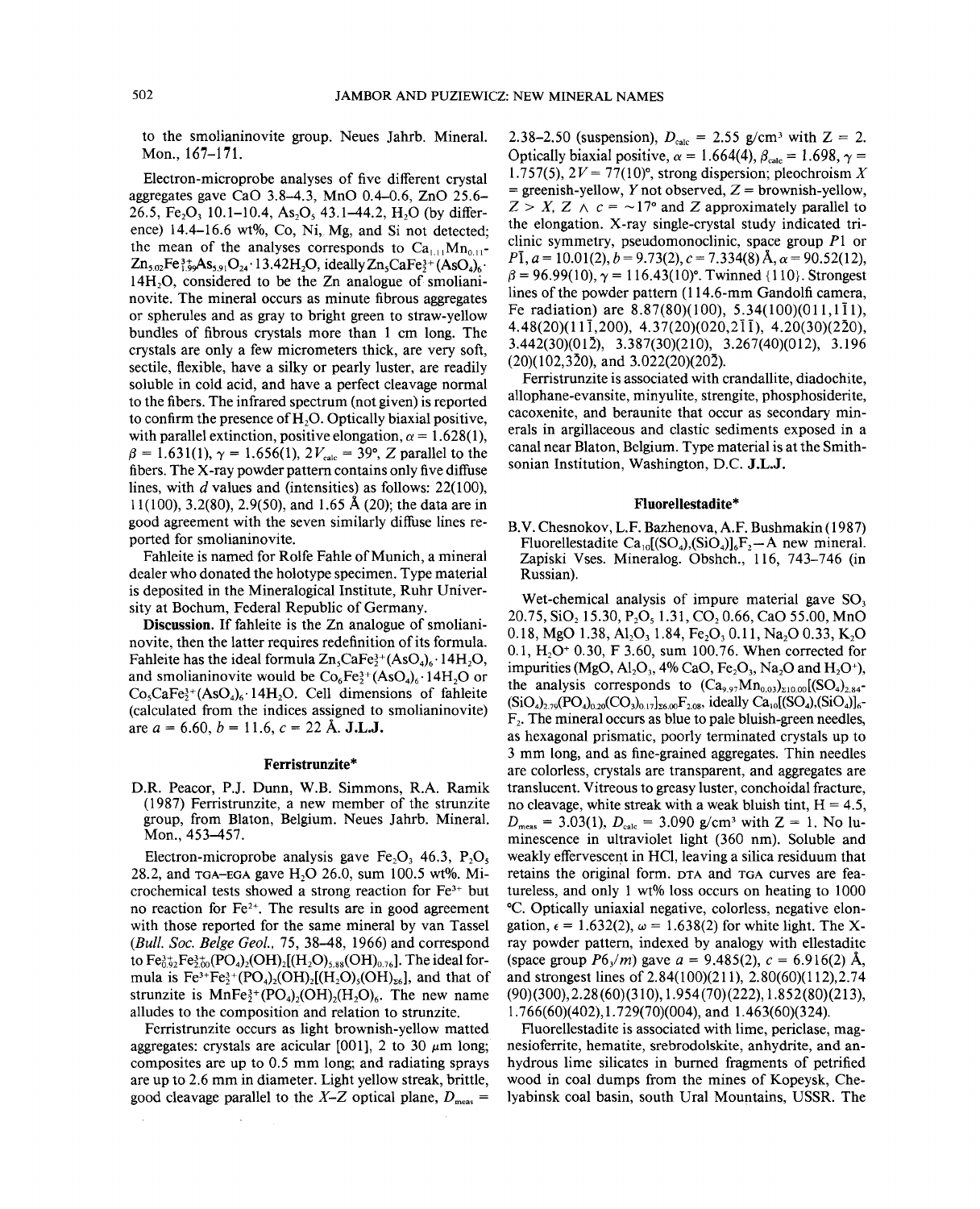to the smolianinovite group. Neues Jahrb. Mineral. Mon., 167–171.

Electron-microprobe analyses of five different crystal aggregates gave CaO 3.8–4.3, MnO 0.4–0.6, ZnO 25.6–26.5, $Fe_2O_3$ 10.1–10.4, $As_2O_5$ 43.1–44.2, $H_2O$ (by difference) 14.4–16.6 wt%, Co, Ni, Mg, and Si not detected; the mean of the analyses corresponds to $Ca_{1.11}Mn_{0.11}Zn_{5.02}Fe^{3+}_{1.99}As_{5.91}O_{24}\cdot 13.42H_2O$, ideally $Zn_5CaFe^{3+}_2(AsO_4)_6\cdot 14H_2O$, considered to be the Zn analogue of smolianinovite. The mineral occurs as minute fibrous aggregates or spherules and as gray to bright green to straw-yellow bundles of fibrous crystals more than 1 cm long. The crystals are only a few micrometers thick, are very soft, sectile, flexible, have a silky or pearly luster, are readily soluble in cold acid, and have a perfect cleavage normal to the fibers. The infrared spectrum (not given) is reported to confirm the presence of $H_2O$. Optically biaxial positive, with parallel extinction, positive elongation, $\alpha = 1.628(1)$, $\beta = 1.631(1)$, $\gamma = 1.656(1)$, $2V_{calc} = 39°$, $Z$ parallel to the fibers. The X-ray powder pattern contains only five diffuse lines, with $d$ values and (intensities) as follows: 22(100), 11(100), 3.2(80), 2.9(50), and 1.65 Å (20); the data are in good agreement with the seven similarly diffuse lines reported for smolianinovite.

Fahleite is named for Rolfe Fahle of Munich, a mineral dealer who donated the holotype specimen. Type material is deposited in the Mineralogical Institute, Ruhr University at Bochum, Federal Republic of Germany.

**Discussion.** If fahleite is the Zn analogue of smolianinovite, then the latter requires redefinition of its formula. Fahleite has the ideal formula $Zn_5CaFe^{3+}_2(AsO_4)_6\cdot 14H_2O$, and smolianinovite would be $Co_6Fe^{3+}_2(AsO_4)_6\cdot 14H_2O$ or $Co_5CaFe^{3+}_2(AsO_4)_6\cdot 14H_2O$. Cell dimensions of fahleite (calculated from the indices assigned to smolianinovite) are $a = 6.60$, $b = 11.6$, $c = 22$ Å. **J.L.J.**

## Ferristrunzite*

D.R. Peacor, P.J. Dunn, W.B. Simmons, R.A. Ramik (1987) Ferristrunzite, a new member of the strunzite group, from Blaton, Belgium. Neues Jahrb. Mineral. Mon., 453–457.

Electron-microprobe analysis gave $Fe_2O_3$ 46.3, $P_2O_5$ 28.2, and TGA–EGA gave $H_2O$ 26.0, sum 100.5 wt%. Microchemical tests showed a strong reaction for $Fe^{3+}$ but no reaction for $Fe^{2+}$. The results are in good agreement with those reported for the same mineral by van Tassel (*Bull. Soc. Belge Geol.*, 75, 38–48, 1966) and correspond to $Fe^{3+}_{0.92}Fe^{3+}_{2.00}(PO_4)_2(OH)_2[(H_2O)_{5.88}(OH)_{0.76}]$. The ideal formula is $Fe^{3+}Fe^{3+}_2(PO_4)_2(OH)_2[(H_2O)_5(OH)]_{\Sigma 6}]$, and that of strunzite is $MnFe^{3+}_2(PO_4)_2(OH)_2(H_2O)_6$. The new name alludes to the composition and relation to strunzite.

Ferristrunzite occurs as light brownish-yellow matted aggregates: crystals are acicular [001], 2 to 30 μm long; composites are up to 0.5 mm long; and radiating sprays are up to 2.6 mm in diameter. Light yellow streak, brittle, good cleavage parallel to the $X$–$Z$ optical plane, $D_{meas}$ = 2.38–2.50 (suspension), $D_{calc} = 2.55$ g/cm³ with $Z = 2$. Optically biaxial positive, $\alpha = 1.664(4)$, $\beta_{calc} = 1.698$, $\gamma = 1.757(5)$, $2V = 77(10)°$, strong dispersion; pleochroism $X$ = greenish-yellow, $Y$ not observed, $Z$ = brownish-yellow, $Z > X$, $Z \wedge c = \sim 17°$ and $Z$ approximately parallel to the elongation. X-ray single-crystal study indicated triclinic symmetry, pseudomonoclinic, space group $P1$ or $P\bar{1}$, $a = 10.01(2)$, $b = 9.73(2)$, $c = 7.334(8)$ Å, $\alpha = 90.52(12)$, $\beta = 96.99(10)$, $\gamma = 116.43(10)°$. Twinned {110}. Strongest lines of the powder pattern (114.6-mm Gandolfi camera, Fe radiation) are 8.87(80)(100), 5.34(100)(011,1$\bar{1}$1), 4.48(20)(11$\bar{1}$,200), 4.37(20)(020,2$\bar{1}$1), 4.20(30)(2$\bar{2}$0), 3.442(30)(01$\bar{2}$), 3.387(30)(210), 3.267(40)(012), 3.196 (20)(102,3$\bar{2}$0), and 3.022(20)(20$\bar{2}$).

Ferristrunzite is associated with crandallite, diadochite, allophane-evansite, minyulite, strengite, phosphosiderite, cacoxenite, and beraunite that occur as secondary minerals in argillaceous and clastic sediments exposed in a canal near Blaton, Belgium. Type material is at the Smithsonian Institution, Washington, D.C. **J.L.J.**

## Fluorellestadite*

B.V. Chesnokov, L.F. Bazhenova, A.F. Bushmakin (1987) Fluorellestadite $Ca_{10}[(SO_4),(SiO_4)]_6F_2$—A new mineral. Zapiski Vses. Mineralog. Obshch., 116, 743–746 (in Russian).

Wet-chemical analysis of impure material gave $SO_3$ 20.75, $SiO_2$ 15.30, $P_2O_5$ 1.31, $CO_2$ 0.66, CaO 55.00, MnO 0.18, MgO 1.38, $Al_2O_3$ 1.84, $Fe_2O_3$ 0.11, $Na_2O$ 0.33, $K_2O$ 0.1, $H_2O^+$ 0.30, F 3.60, sum 100.76. When corrected for impurities (MgO, $Al_2O_3$, 4% CaO, $Fe_2O_3$, $Na_2O$ and $H_2O^+$), the analysis corresponds to $(Ca_{9.97}Mn_{0.03})_{\Sigma 10.00}[(SO_4)_{2.84}(SiO_4)_{2.79}(PO_4)_{0.20}(CO_3)_{0.17}]_{\Sigma 6.00}F_{2.08}$, ideally $Ca_{10}[(SO_4),(SiO_4)]_6F_2$. The mineral occurs as blue to pale bluish-green needles, as hexagonal prismatic, poorly terminated crystals up to 3 mm long, and as fine-grained aggregates. Thin needles are colorless, crystals are transparent, and aggregates are translucent. Vitreous to greasy luster, conchoidal fracture, no cleavage, white streak with a weak bluish tint, H = 4.5, $D_{meas} = 3.03(1)$, $D_{calc} = 3.090$ g/cm³ with $Z = 1$. No luminescence in ultraviolet light (360 nm). Soluble and weakly effervescent in HCl, leaving a silica residuum that retains the original form. DTA and TGA curves are featureless, and only 1 wt% loss occurs on heating to 1000 °C. Optically uniaxial negative, colorless, negative elongation, $\epsilon = 1.632(2)$, $\omega = 1.638(2)$ for white light. The X-ray powder pattern, indexed by analogy with ellestadite (space group $P6_3/m$) gave $a = 9.485(2)$, $c = 6.916(2)$ Å, and strongest lines of 2.84(100)(211), 2.80(60)(112), 2.74 (90)(300), 2.28(60)(310), 1.954(70)(222), 1.852(80)(213), 1.766(60)(402), 1.729(70)(004), and 1.463(60)(324).

Fluorellestadite is associated with lime, periclase, magnesioferrite, hematite, srebrodolskite, anhydrite, and anhydrous lime silicates in burned fragments of petrified wood in coal dumps from the mines of Kopeysk, Chelyabinsk coal basin, south Ural Mountains, USSR. The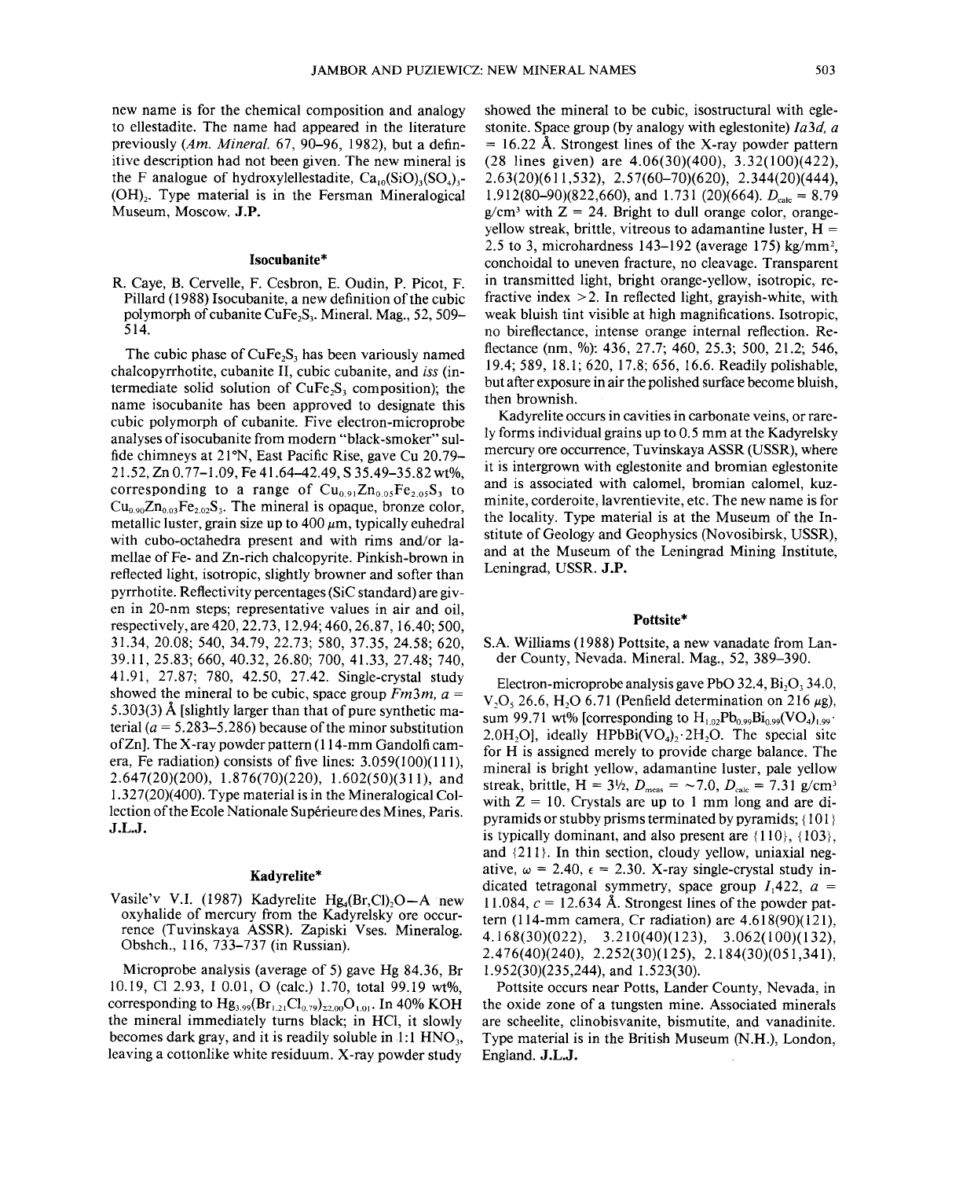new name is for the chemical composition and analogy to ellestadite. The name had appeared in the literature previously (*Am. Mineral.* 67, 90–96, 1982), but a definitive description had not been given. The new mineral is the F analogue of hydroxylellestadite, $Ca_{10}(SiO)_3(SO_4)_3(OH)_2$. Type material is in the Fersman Mineralogical Museum, Moscow. **J.P.**

## Isocubanite*

R. Caye, B. Cervelle, F. Cesbron, E. Oudin, P. Picot, F. Pillard (1988) Isocubanite, a new definition of the cubic polymorph of cubanite $CuFe_2S_3$. Mineral. Mag., 52, 509–514.

The cubic phase of $CuFe_2S_3$ has been variously named chalcopyrrhotite, cubanite II, cubic cubanite, and *iss* (intermediate solid solution of $CuFe_2S_3$ composition); the name isocubanite has been approved to designate this cubic polymorph of cubanite. Five electron-microprobe analyses of isocubanite from modern "black-smoker" sulfide chimneys at 21°N, East Pacific Rise, gave Cu 20.79–21.52, Zn 0.77–1.09, Fe 41.64–42.49, S 35.49–35.82 wt%, corresponding to a range of $Cu_{0.91}Zn_{0.05}Fe_{2.05}S_3$ to $Cu_{0.90}Zn_{0.03}Fe_{2.02}S_3$. The mineral is opaque, bronze color, metallic luster, grain size up to 400 μm, typically euhedral with cubo-octahedra present and with rims and/or lamellae of Fe- and Zn-rich chalcopyrite. Pinkish-brown in reflected light, isotropic, slightly browner and softer than pyrrhotite. Reflectivity percentages (SiC standard) are given in 20-nm steps; representative values in air and oil, respectively, are 420, 22.73, 12.94; 460, 26.87, 16.40; 500, 31.34, 20.08; 540, 34.79, 22.73; 580, 37.35, 24.58; 620, 39.11, 25.83; 660, 40.32, 26.80; 700, 41.33, 27.48; 740, 41.91, 27.87; 780, 42.50, 27.42. Single-crystal study showed the mineral to be cubic, space group $Fm3m$, $a$ = 5.303(3) Å [slightly larger than that of pure synthetic material ($a$ = 5.283–5.286) because of the minor substitution of Zn]. The X-ray powder pattern (114-mm Gandolfi camera, Fe radiation) consists of five lines: 3.059(100)(111), 2.647(20)(200), 1.876(70)(220), 1.602(50)(311), and 1.327(20)(400). Type material is in the Mineralogical Collection of the Ecole Nationale Supérieure des Mines, Paris. **J.L.J.**

## Kadyrelite*

Vasile'v V.I. (1987) Kadyrelite $Hg_4(Br,Cl)_2O$—A new oxyhalide of mercury from the Kadyrelsky ore occurrence (Tuvinskaya ASSR). Zapiski Vses. Mineralog. Obshch., 116, 733–737 (in Russian).

Microprobe analysis (average of 5) gave Hg 84.36, Br 10.19, Cl 2.93, I 0.01, O (calc.) 1.70, total 99.19 wt%, corresponding to $Hg_{3.99}(Br_{1.21}Cl_{0.79})_{\Sigma 2.00}O_{1.01}$. In 40% KOH the mineral immediately turns black; in HCl, it slowly becomes dark gray, and it is readily soluble in 1:1 $HNO_3$, leaving a cottonlike white residuum. X-ray powder study showed the mineral to be cubic, isostructural with eglestonite. Space group (by analogy with eglestonite) $Ia3d$, $a$ = 16.22 Å. Strongest lines of the X-ray powder pattern (28 lines given) are 4.06(30)(400), 3.32(100)(422), 2.63(20)(611,532), 2.57(60–70)(620), 2.344(20)(444), 1.912(80–90)(822,660), and 1.731 (20)(664). $D_{calc}$ = 8.79 g/cm³ with Z = 24. Bright to dull orange color, orange-yellow streak, brittle, vitreous to adamantine luster, H = 2.5 to 3, microhardness 143–192 (average 175) kg/mm², conchoidal to uneven fracture, no cleavage. Transparent in transmitted light, bright orange-yellow, isotropic, refractive index >2. In reflected light, grayish-white, with weak bluish tint visible at high magnifications. Isotropic, no bireflectance, intense orange internal reflection. Reflectance (nm, %): 436, 27.7; 460, 25.3; 500, 21.2; 546, 19.4; 589, 18.1; 620, 17.8; 656, 16.6. Readily polishable, but after exposure in air the polished surface become bluish, then brownish.

Kadyrelite occurs in cavities in carbonate veins, or rarely forms individual grains up to 0.5 mm at the Kadyrelsky mercury ore occurrence, Tuvinskaya ASSR (USSR), where it is intergrown with eglestonite and bromian eglestonite and is associated with calomel, bromian calomel, kuzminite, corderoite, lavrentievite, etc. The new name is for the locality. Type material is at the Museum of the Institute of Geology and Geophysics (Novosibirsk, USSR), and at the Museum of the Leningrad Mining Institute, Leningrad, USSR. **J.P.**

## Pottsite*

S.A. Williams (1988) Pottsite, a new vanadate from Lander County, Nevada. Mineral. Mag., 52, 389–390.

Electron-microprobe analysis gave PbO 32.4, $Bi_2O_3$ 34.0, $V_2O_5$ 26.6, $H_2O$ 6.71 (Penfield determination on 216 μg), sum 99.71 wt% [corresponding to $H_{1.02}Pb_{0.99}Bi_{0.99}(VO_4)_{1.99} \cdot 2.0H_2O$], ideally $HPbBi(VO_4)_2 \cdot 2H_2O$. The special site for H is assigned merely to provide charge balance. The mineral is bright yellow, adamantine luster, pale yellow streak, brittle, H = 3½, $D_{meas}$ = ~7.0, $D_{calc}$ = 7.31 g/cm³ with Z = 10. Crystals are up to 1 mm long and are dipyramids or stubby prisms terminated by pyramids; {101} is typically dominant, and also present are {110}, {103}, and {211}. In thin section, cloudy yellow, uniaxial negative, $\omega$ = 2.40, $\epsilon$ = 2.30. X-ray single-crystal study indicated tetragonal symmetry, space group $I_1422$, $a$ = 11.084, $c$ = 12.634 Å. Strongest lines of the powder pattern (114-mm camera, Cr radiation) are 4.618(90)(121), 4.168(30)(022), 3.210(40)(123), 3.062(100)(132), 2.476(40)(240), 2.252(30)(125), 2.184(30)(051,341), 1.952(30)(235,244), and 1.523(30).

Pottsite occurs near Potts, Lander County, Nevada, in the oxide zone of a tungsten mine. Associated minerals are scheelite, clinobisvanite, bismutite, and vanadinite. Type material is in the British Museum (N.H.), London, England. **J.L.J.**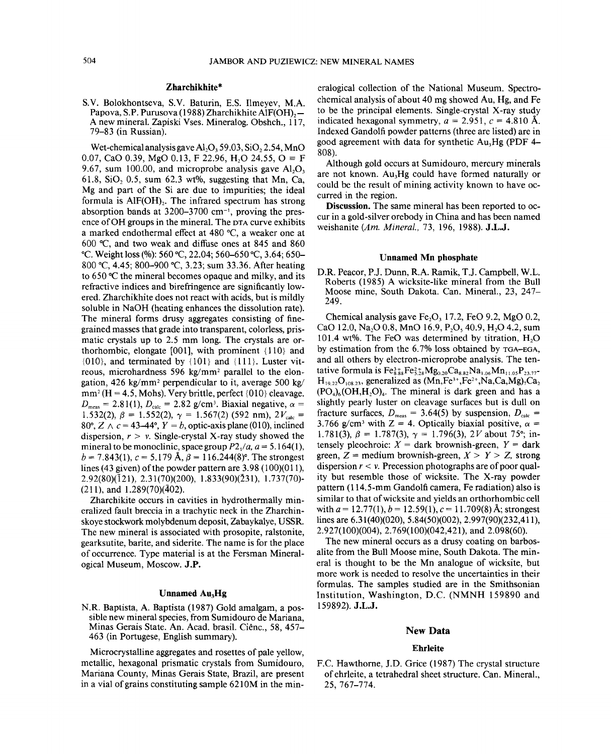## Zharchikhite*

S.V. Bolokhontseva, S.V. Baturin, E.S. Ilmeyev, M.A. Papova, S.P. Purusova (1988) Zharchikhite $AlF(OH)_2$—A new mineral. Zapiski Vses. Mineralog. Obshch., 117, 79–83 (in Russian).

Wet-chemical analysis gave $Al_2O_3$ 59.03, $SiO_2$ 2.54, MnO 0.07, CaO 0.39, MgO 0.13, F 22.96, $H_2O$ 24.55, O ≡ F 9.67, sum 100.00, and microprobe analysis gave $Al_2O_3$ 61.8, $SiO_2$ 0.5, sum 62.3 wt%, suggesting that Mn, Ca, Mg and part of the Si are due to impurities; the ideal formula is $AlF(OH)_2$. The infrared spectrum has strong absorption bands at 3200–3700 $cm^{-1}$, proving the presence of OH groups in the mineral. The DTA curve exhibits a marked endothermal effect at 480 °C, a weaker one at 600 °C, and two weak and diffuse ones at 845 and 860 °C. Weight loss (%): 560 °C, 22.04; 560–650 °C, 3.64; 650–800 °C, 4.45; 800–900 °C, 3.23; sum 33.36. After heating to 650 °C the mineral becomes opaque and milky, and its refractive indices and birefringence are significantly lowered. Zharchikhite does not react with acids, but is mildly soluble in NaOH (heating enhances the dissolution rate). The mineral forms drusy aggregates consisting of fine-grained masses that grade into transparent, colorless, prismatic crystals up to 2.5 mm long. The crystals are orthorhombic, elongate [001], with prominent {110} and {010}, and terminated by {101} and {111}. Luster vitreous, microhardness 596 kg/mm² parallel to the elongation, 426 kg/mm² perpendicular to it, average 500 kg/mm² (H = 4.5, Mohs). Very brittle, perfect {010} cleavage. $D_{meas}$ = 2.81(1), $D_{calc}$ = 2.82 g/cm³. Biaxial negative, $\alpha$ = 1.532(2), $\beta$ = 1.552(2), $\gamma$ = 1.567(2) (592 nm), $2V_{calc}$ = 80°, $Z \wedge c$ = 43–44°, $Y = b$, optic-axis plane (010), inclined dispersion, $r > v$. Single-crystal X-ray study showed the mineral to be monoclinic, space group $P2_1/a$, $a$ = 5.164(1), $b$ = 7.843(1), $c$ = 5.179 Å, $\beta$ = 116.244(8)°. The strongest lines (43 given) of the powder pattern are 3.98 (100)(011), 2.92(80)($\bar{1}$21), 2.31(70)(200), 1.833(90)($\bar{2}$31), 1.737(70)(211), and 1.289(70)($\bar{4}$02).

Zharchikite occurs in cavities in hydrothermally mineralized fault breccia in a trachytic neck in the Zharchinskoye stockwork molybdenum deposit, Zabaykalye, USSR. The new mineral is associated with prosopite, ralstonite, gearksutite, barite, and siderite. The name is for the place of occurrence. Type material is at the Fersman Mineralogical Museum, Moscow. **J.P.**

## Unnamed $Au_3Hg$

N.R. Baptista, A. Baptista (1987) Gold amalgam, a possible new mineral species, from Sumidouro de Mariana, Minas Gerais State. An. Acad. brasil. Ciênc., 58, 457–463 (in Portugese, English summary).

Microcrystalline aggregates and rosettes of pale yellow, metallic, hexagonal prismatic crystals from Sumidouro, Mariana County, Minas Gerais State, Brazil, are present in a vial of grains constituting sample 6210M in the mineralogical collection of the National Museum. Spectrochemical analysis of about 40 mg showed Au, Hg, and Fe to be the principal elements. Single-crystal X-ray study indicated hexagonal symmetry, $a$ = 2.951, $c$ = 4.810 Å. Indexed Gandolfi powder patterns (three are listed) are in good agreement with data for synthetic $Au_3Hg$ (PDF 4-808).

Although gold occurs at Sumidouro, mercury minerals are not known. $Au_3Hg$ could have formed naturally or could be the result of mining activity known to have occurred in the region.

**Discussion.** The same mineral has been reported to occur in a gold-silver orebody in China and has been named weishanite (*Am. Mineral.*, 73, 196, 1988). **J.L.J.**

## Unnamed Mn phosphate

D.R. Peacor, P.J. Dunn, R.A. Ramik, T.J. Campbell, W.L. Roberts (1985) A wicksite-like mineral from the Bull Moose mine, South Dakota. Can. Mineral., 23, 247–249.

Chemical analysis gave $Fe_2O_3$ 17.2, FeO 9.2, MgO 0.2, CaO 12.0, $Na_2O$ 0.8, MnO 16.9, $P_2O_5$ 40.9, $H_2O$ 4.2, sum 101.4 wt%. The FeO was determined by titration, $H_2O$ by estimation from the 6.7% loss obtained by TGA–EGA, and all others by electron-microprobe analysis. The tentative formula is $Fe^{3+}_{8.88}Fe^{2+}_{5.28}Mg_{0.20}Ca_{8.82}Na_{1.06}Mn_{11.05}P_{23.77}H_{19.22}O_{108.23}$, generalized as $(Mn,Fe^{3+},Fe^{2+},Na,Ca,Mg)_7Ca_2(PO_4)_6(OH,H_2O)_4$. The mineral is dark green and has a slightly pearly luster on cleavage surfaces but is dull on fracture surfaces, $D_{meas}$ = 3.64(5) by suspension, $D_{calc}$ = 3.766 g/cm³ with Z = 4. Optically biaxial positive, $\alpha$ = 1.781(3), $\beta$ = 1.787(3), $\gamma$ = 1.796(3), $2V$ about 75°; intensely pleochroic: $X$ = dark brownish-green, $Y$ = dark green, $Z$ = medium brownish-green, $X > Y > Z$, strong dispersion $r < v$. Precession photographs are of poor quality but resemble those of wicksite. The X-ray powder pattern (114.5-mm Gandolfi camera, Fe radiation) also is similar to that of wicksite and yields an orthorhombic cell with $a$ = 12.77(1), $b$ = 12.59(1), $c$ = 11.709(8) Å; strongest lines are 6.31(40)(020), 5.84(50)(002), 2.997(90)(232,411), 2.927(100)(004), 2.769(100)(042,421), and 2.098(60).

The new mineral occurs as a drusy coating on barbosalite from the Bull Moose mine, South Dakota. The mineral is thought to be the Mn analogue of wicksite, but more work is needed to resolve the uncertainties in their formulas. The samples studied are in the Smithsonian Institution, Washington, D.C. (NMNH 159890 and 159892). **J.L.J.**

# New Data

## Ehrleite

F.C. Hawthorne, J.D. Grice (1987) The crystal structure of ehrleite, a tetrahedral sheet structure. Can. Mineral., 25, 767–774.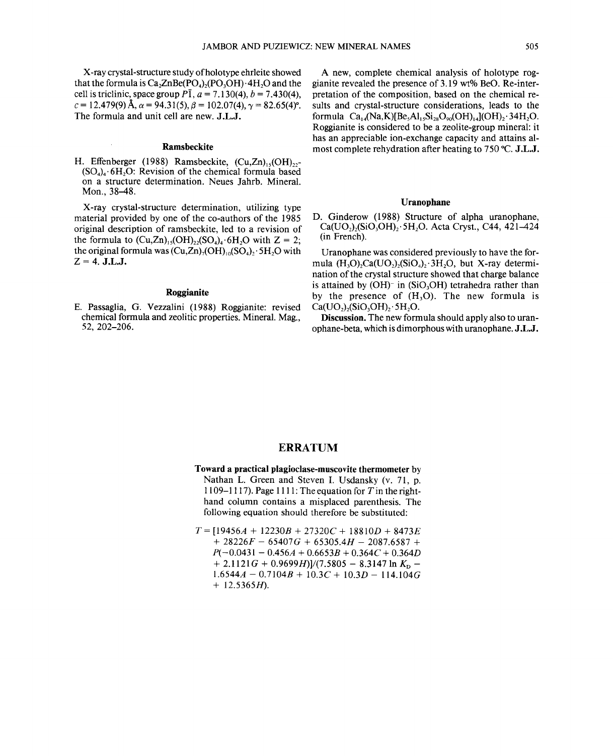X-ray crystal-structure study of holotype ehrleite showed that the formula is $Ca_2ZnBe(PO_4)_2(PO_3OH) \cdot 4H_2O$ and the cell is triclinic, space group $P\bar{1}$, $a = 7.130(4)$, $b = 7.430(4)$, $c = 12.479(9)$ Å, $\alpha = 94.31(5)$, $\beta = 102.07(4)$, $\gamma = 82.65(4)°$. The formula and unit cell are new. **J.L.J.**

### Ramsbeckite

H. Effenberger (1988) Ramsbeckite, $(Cu,Zn)_{15}(OH)_{22}(SO_4)_4 \cdot 6H_2O$: Revision of the chemical formula based on a structure determination. Neues Jahrb. Mineral. Mon., 38–48.

X-ray crystal-structure determination, utilizing type material provided by one of the co-authors of the 1985 original description of ramsbeckite, led to a revision of the formula to $(Cu,Zn)_{15}(OH)_{22}(SO_4)_4 \cdot 6H_2O$ with Z = 2; the original formula was $(Cu,Zn)_7(OH)_{10}(SO_4)_2 \cdot 5H_2O$ with Z = 4. **J.L.J.**

### Roggianite

E. Passaglia, G. Vezzalini (1988) Roggianite: revised chemical formula and zeolitic properties. Mineral. Mag., 52, 202–206.

A new, complete chemical analysis of holotype roggianite revealed the presence of 3.19 wt% BeO. Re-interpretation of the composition, based on the chemical results and crystal-structure considerations, leads to the formula $Ca_{14}(Na,K)[Be_5Al_{15}Si_{28}O_{90}(OH)_{14}](OH)_2 \cdot 34H_2O$. Roggianite is considered to be a zeolite-group mineral: it has an appreciable ion-exchange capacity and attains almost complete rehydration after heating to 750 °C. **J.L.J.**

### Uranophane

D. Ginderow (1988) Structure of alpha uranophane, $Ca(UO_2)_2(SiO_3OH)_2 \cdot 5H_2O$. Acta Cryst., C44, 421–424 (in French).

Uranophane was considered previously to have the formula $(H_3O)_2Ca(UO_2)_2(SiO_4)_2 \cdot 3H_2O$, but X-ray determination of the crystal structure showed that charge balance is attained by $(OH)^-$ in $(SiO_3OH)$ tetrahedra rather than by the presence of $(H_3O)$. The new formula is $Ca(UO_2)_2(SiO_3OH)_2 \cdot 5H_2O$.

**Discussion.** The new formula should apply also to uranophane-beta, which is dimorphous with uranophane. **J.L.J.**

## ERRATUM

**Toward a practical plagioclase-muscovite thermometer** by Nathan L. Green and Steven I. Usdansky (v. 71, p. 1109–1117). Page 1111: The equation for $T$ in the right-hand column contains a misplaced parenthesis. The following equation should therefore be substituted:

$$T = [19456A + 12230B + 27320C + 18810D + 8473E + 28226F - 65407G + 65305.4H - 2087.6587 + P(-0.0431 - 0.456A + 0.6653B + 0.364C + 0.364D + 2.1121G + 0.9699H)]/(7.5805 - 8.3147 \ln K_D - 1.6544A - 0.7104B + 10.3C + 10.3D - 114.104G + 12.5365H).$$